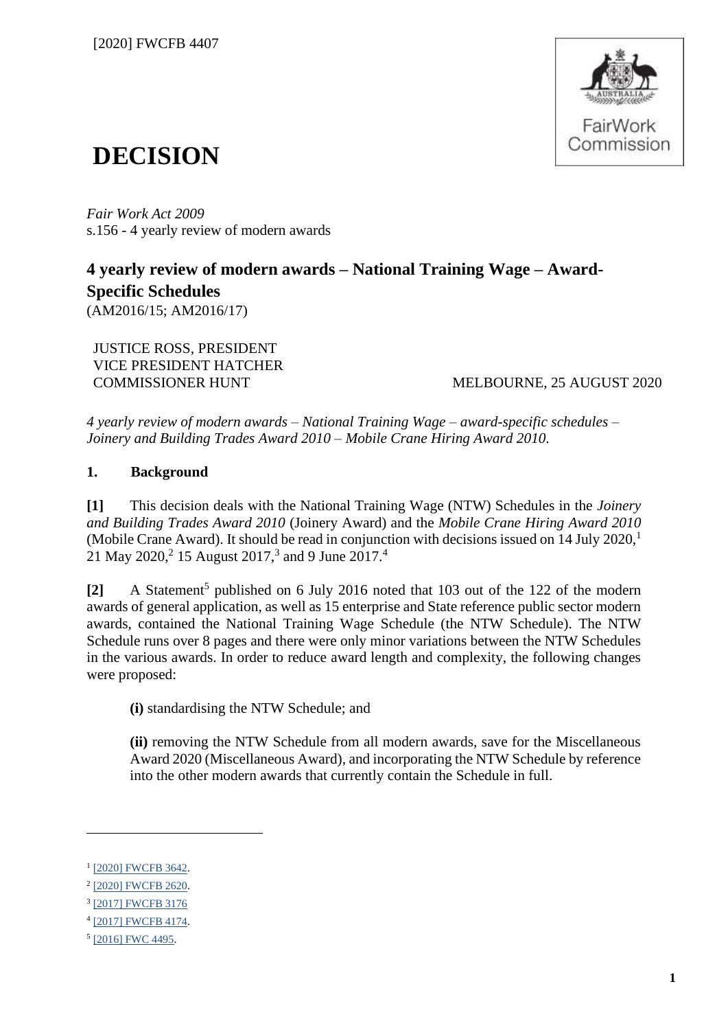[2020] FWCFB 4407

# DECISION

*Fair Work Act 2009*
s.156 - 4 yearly review of modern awards

## 4 yearly review of modern awards – National Training Wage – Award-Specific Schedules

(AM2016/15; AM2016/17)

JUSTICE ROSS, PRESIDENT
VICE PRESIDENT HATCHER
COMMISSIONER HUNT

MELBOURNE, 25 AUGUST 2020

*4 yearly review of modern awards – National Training Wage – award-specific schedules – Joinery and Building Trades Award 2010 – Mobile Crane Hiring Award 2010.*

### 1. Background

**[1]** This decision deals with the National Training Wage (NTW) Schedules in the *Joinery and Building Trades Award 2010* (Joinery Award) and the *Mobile Crane Hiring Award 2010* (Mobile Crane Award). It should be read in conjunction with decisions issued on 14 July 2020,[1] 21 May 2020,[2] 15 August 2017,[3] and 9 June 2017.[4]

**[2]** A Statement[5] published on 6 July 2016 noted that 103 out of the 122 of the modern awards of general application, as well as 15 enterprise and State reference public sector modern awards, contained the National Training Wage Schedule (the NTW Schedule). The NTW Schedule runs over 8 pages and there were only minor variations between the NTW Schedules in the various awards. In order to reduce award length and complexity, the following changes were proposed:

**(i)** standardising the NTW Schedule; and

**(ii)** removing the NTW Schedule from all modern awards, save for the Miscellaneous Award 2020 (Miscellaneous Award), and incorporating the NTW Schedule by reference into the other modern awards that currently contain the Schedule in full.

---

[1] [2020] FWCFB 3642.

[2] [2020] FWCFB 2620.

[3] [2017] FWCFB 3176

[4] [2017] FWCFB 4174.

[5] [2016] FWC 4495.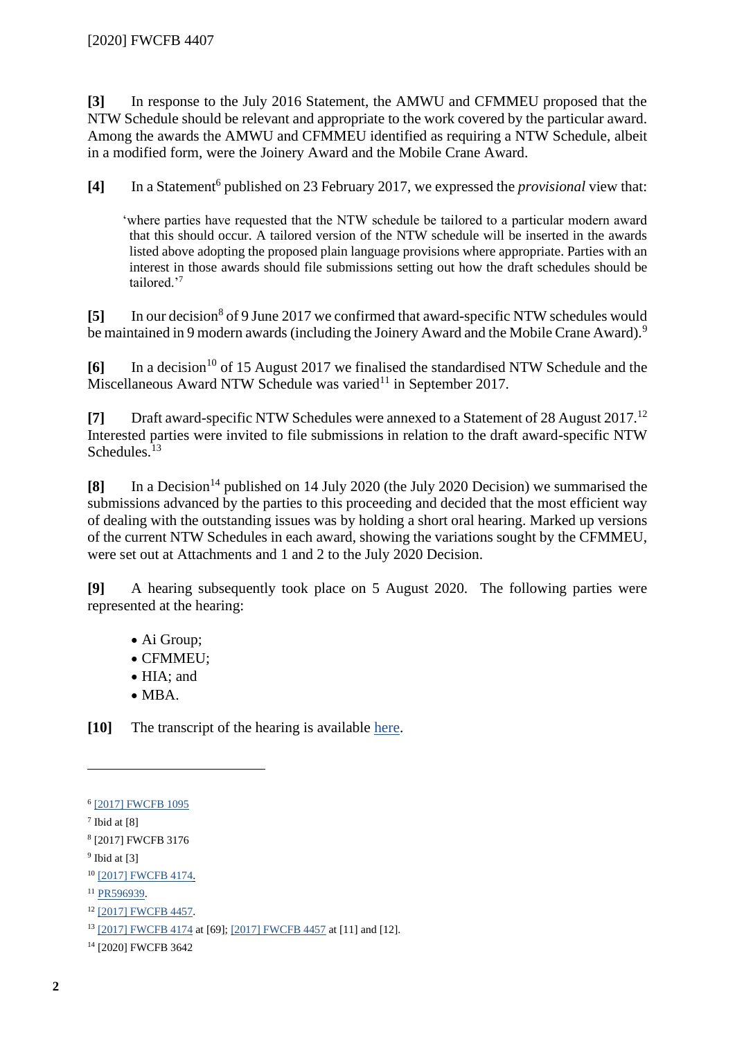**[3]** In response to the July 2016 Statement, the AMWU and CFMMEU proposed that the NTW Schedule should be relevant and appropriate to the work covered by the particular award. Among the awards the AMWU and CFMMEU identified as requiring a NTW Schedule, albeit in a modified form, were the Joinery Award and the Mobile Crane Award.

**[4]** In a Statement[6] published on 23 February 2017, we expressed the *provisional* view that:

> 'where parties have requested that the NTW schedule be tailored to a particular modern award that this should occur. A tailored version of the NTW schedule will be inserted in the awards listed above adopting the proposed plain language provisions where appropriate. Parties with an interest in those awards should file submissions setting out how the draft schedules should be tailored.'[7]

**[5]** In our decision[8] of 9 June 2017 we confirmed that award-specific NTW schedules would be maintained in 9 modern awards (including the Joinery Award and the Mobile Crane Award).[9]

**[6]** In a decision[10] of 15 August 2017 we finalised the standardised NTW Schedule and the Miscellaneous Award NTW Schedule was varied[11] in September 2017.

**[7]** Draft award-specific NTW Schedules were annexed to a Statement of 28 August 2017.[12] Interested parties were invited to file submissions in relation to the draft award-specific NTW Schedules.[13]

**[8]** In a Decision[14] published on 14 July 2020 (the July 2020 Decision) we summarised the submissions advanced by the parties to this proceeding and decided that the most efficient way of dealing with the outstanding issues was by holding a short oral hearing. Marked up versions of the current NTW Schedules in each award, showing the variations sought by the CFMMEU, were set out at Attachments and 1 and 2 to the July 2020 Decision.

**[9]** A hearing subsequently took place on 5 August 2020. The following parties were represented at the hearing:

- Ai Group;
- CFMMEU;
- HIA; and
- MBA.

**[10]** The transcript of the hearing is available here.

---

[6] [2017] FWCFB 1095

[7] Ibid at [8]

[8] [2017] FWCFB 3176

[9] Ibid at [3]

[10] [2017] FWCFB 4174.

[11] PR596939.

[12] [2017] FWCFB 4457.

[13] [2017] FWCFB 4174 at [69]; [2017] FWCFB 4457 at [11] and [12].

[14] [2020] FWCFB 3642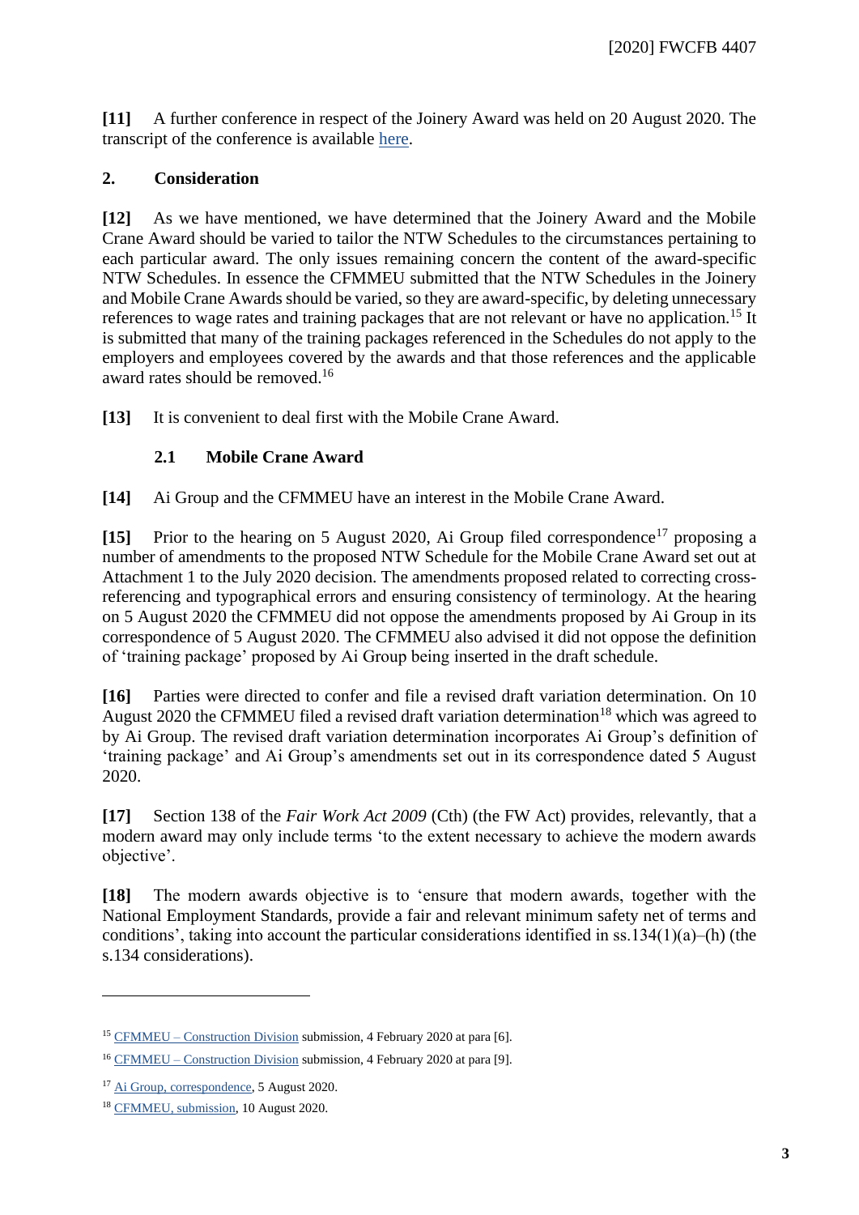**[11]** A further conference in respect of the Joinery Award was held on 20 August 2020. The transcript of the conference is available here.

## 2. Consideration

**[12]** As we have mentioned, we have determined that the Joinery Award and the Mobile Crane Award should be varied to tailor the NTW Schedules to the circumstances pertaining to each particular award. The only issues remaining concern the content of the award-specific NTW Schedules. In essence the CFMMEU submitted that the NTW Schedules in the Joinery and Mobile Crane Awards should be varied, so they are award-specific, by deleting unnecessary references to wage rates and training packages that are not relevant or have no application.[15] It is submitted that many of the training packages referenced in the Schedules do not apply to the employers and employees covered by the awards and that those references and the applicable award rates should be removed.[16]

**[13]** It is convenient to deal first with the Mobile Crane Award.

### 2.1 Mobile Crane Award

**[14]** Ai Group and the CFMMEU have an interest in the Mobile Crane Award.

**[15]** Prior to the hearing on 5 August 2020, Ai Group filed correspondence[17] proposing a number of amendments to the proposed NTW Schedule for the Mobile Crane Award set out at Attachment 1 to the July 2020 decision. The amendments proposed related to correcting cross-referencing and typographical errors and ensuring consistency of terminology. At the hearing on 5 August 2020 the CFMMEU did not oppose the amendments proposed by Ai Group in its correspondence of 5 August 2020. The CFMMEU also advised it did not oppose the definition of 'training package' proposed by Ai Group being inserted in the draft schedule.

**[16]** Parties were directed to confer and file a revised draft variation determination. On 10 August 2020 the CFMMEU filed a revised draft variation determination[18] which was agreed to by Ai Group. The revised draft variation determination incorporates Ai Group's definition of 'training package' and Ai Group's amendments set out in its correspondence dated 5 August 2020.

**[17]** Section 138 of the *Fair Work Act 2009* (Cth) (the FW Act) provides, relevantly, that a modern award may only include terms 'to the extent necessary to achieve the modern awards objective'.

**[18]** The modern awards objective is to 'ensure that modern awards, together with the National Employment Standards, provide a fair and relevant minimum safety net of terms and conditions', taking into account the particular considerations identified in ss.134(1)(a)–(h) (the s.134 considerations).

---

[15] CFMMEU – Construction Division submission, 4 February 2020 at para [6].

[16] CFMMEU – Construction Division submission, 4 February 2020 at para [9].

[17] Ai Group, correspondence, 5 August 2020.

[18] CFMMEU, submission, 10 August 2020.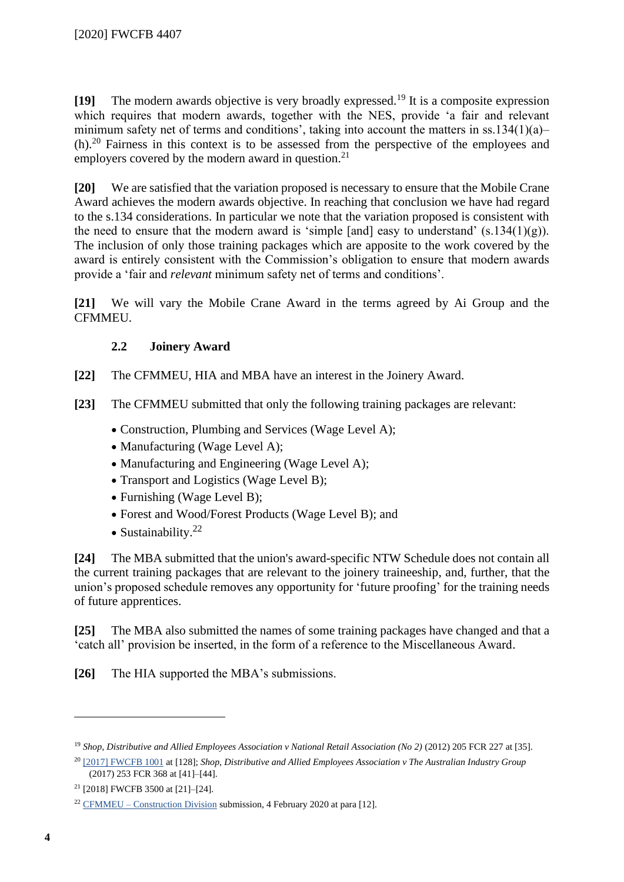**[19]** The modern awards objective is very broadly expressed.[19] It is a composite expression which requires that modern awards, together with the NES, provide 'a fair and relevant minimum safety net of terms and conditions', taking into account the matters in ss.134(1)(a)–(h).[20] Fairness in this context is to be assessed from the perspective of the employees and employers covered by the modern award in question.[21]

**[20]** We are satisfied that the variation proposed is necessary to ensure that the Mobile Crane Award achieves the modern awards objective. In reaching that conclusion we have had regard to the s.134 considerations. In particular we note that the variation proposed is consistent with the need to ensure that the modern award is 'simple [and] easy to understand' (s.134(1)(g)). The inclusion of only those training packages which are apposite to the work covered by the award is entirely consistent with the Commission's obligation to ensure that modern awards provide a 'fair and *relevant* minimum safety net of terms and conditions'.

**[21]** We will vary the Mobile Crane Award in the terms agreed by Ai Group and the CFMMEU.

### 2.2 Joinery Award

**[22]** The CFMMEU, HIA and MBA have an interest in the Joinery Award.

**[23]** The CFMMEU submitted that only the following training packages are relevant:

- Construction, Plumbing and Services (Wage Level A);
- Manufacturing (Wage Level A);
- Manufacturing and Engineering (Wage Level A);
- Transport and Logistics (Wage Level B);
- Furnishing (Wage Level B);
- Forest and Wood/Forest Products (Wage Level B); and
- Sustainability.[22]

**[24]** The MBA submitted that the union's award-specific NTW Schedule does not contain all the current training packages that are relevant to the joinery traineeship, and, further, that the union's proposed schedule removes any opportunity for 'future proofing' for the training needs of future apprentices.

**[25]** The MBA also submitted the names of some training packages have changed and that a 'catch all' provision be inserted, in the form of a reference to the Miscellaneous Award.

**[26]** The HIA supported the MBA's submissions.

---

[19] *Shop, Distributive and Allied Employees Association v National Retail Association (No 2)* (2012) 205 FCR 227 at [35].

[20] [2017] FWCFB 1001 at [128]; *Shop, Distributive and Allied Employees Association v The Australian Industry Group* (2017) 253 FCR 368 at [41]–[44].

[21] [2018] FWCFB 3500 at [21]–[24].

[22] CFMMEU – Construction Division submission, 4 February 2020 at para [12].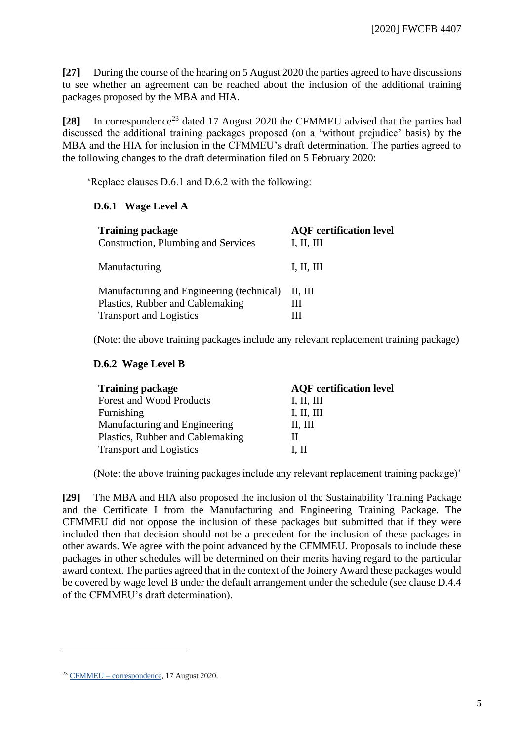**[27]** During the course of the hearing on 5 August 2020 the parties agreed to have discussions to see whether an agreement can be reached about the inclusion of the additional training packages proposed by the MBA and HIA.

**[28]** In correspondence[23] dated 17 August 2020 the CFMMEU advised that the parties had discussed the additional training packages proposed (on a 'without prejudice' basis) by the MBA and the HIA for inclusion in the CFMMEU's draft determination. The parties agreed to the following changes to the draft determination filed on 5 February 2020:

> 'Replace clauses D.6.1 and D.6.2 with the following:
>
> **D.6.1 Wage Level A**
>
> | **Training package** | **AQF certification level** |
> | --- | --- |
> | Construction, Plumbing and Services | I, II, III |
> | Manufacturing | I, II, III |
> | Manufacturing and Engineering (technical) | II, III |
> | Plastics, Rubber and Cablemaking | III |
> | Transport and Logistics | III |
>
> (Note: the above training packages include any relevant replacement training package)
>
> **D.6.2 Wage Level B**
>
> | **Training package** | **AQF certification level** |
> | --- | --- |
> | Forest and Wood Products | I, II, III |
> | Furnishing | I, II, III |
> | Manufacturing and Engineering | II, III |
> | Plastics, Rubber and Cablemaking | II |
> | Transport and Logistics | I, II |
>
> (Note: the above training packages include any relevant replacement training package)'

**[29]** The MBA and HIA also proposed the inclusion of the Sustainability Training Package and the Certificate I from the Manufacturing and Engineering Training Package. The CFMMEU did not oppose the inclusion of these packages but submitted that if they were included then that decision should not be a precedent for the inclusion of these packages in other awards. We agree with the point advanced by the CFMMEU. Proposals to include these packages in other schedules will be determined on their merits having regard to the particular award context. The parties agreed that in the context of the Joinery Award these packages would be covered by wage level B under the default arrangement under the schedule (see clause D.4.4 of the CFMMEU's draft determination).

---

[23] CFMMEU – correspondence, 17 August 2020.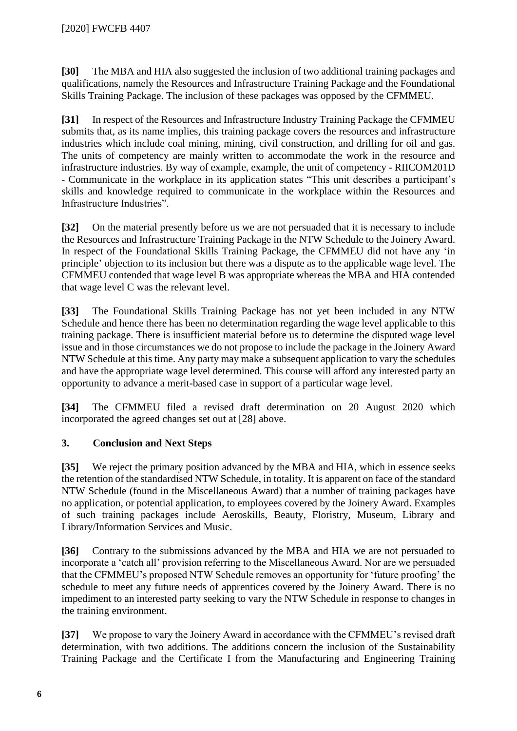**[30]** The MBA and HIA also suggested the inclusion of two additional training packages and qualifications, namely the Resources and Infrastructure Training Package and the Foundational Skills Training Package. The inclusion of these packages was opposed by the CFMMEU.

**[31]** In respect of the Resources and Infrastructure Industry Training Package the CFMMEU submits that, as its name implies, this training package covers the resources and infrastructure industries which include coal mining, mining, civil construction, and drilling for oil and gas. The units of competency are mainly written to accommodate the work in the resource and infrastructure industries. By way of example, example, the unit of competency - RIICOM201D - Communicate in the workplace in its application states "This unit describes a participant's skills and knowledge required to communicate in the workplace within the Resources and Infrastructure Industries".

**[32]** On the material presently before us we are not persuaded that it is necessary to include the Resources and Infrastructure Training Package in the NTW Schedule to the Joinery Award. In respect of the Foundational Skills Training Package, the CFMMEU did not have any 'in principle' objection to its inclusion but there was a dispute as to the applicable wage level. The CFMMEU contended that wage level B was appropriate whereas the MBA and HIA contended that wage level C was the relevant level.

**[33]** The Foundational Skills Training Package has not yet been included in any NTW Schedule and hence there has been no determination regarding the wage level applicable to this training package. There is insufficient material before us to determine the disputed wage level issue and in those circumstances we do not propose to include the package in the Joinery Award NTW Schedule at this time. Any party may make a subsequent application to vary the schedules and have the appropriate wage level determined. This course will afford any interested party an opportunity to advance a merit-based case in support of a particular wage level.

**[34]** The CFMMEU filed a revised draft determination on 20 August 2020 which incorporated the agreed changes set out at [28] above.

## 3. Conclusion and Next Steps

**[35]** We reject the primary position advanced by the MBA and HIA, which in essence seeks the retention of the standardised NTW Schedule, in totality. It is apparent on face of the standard NTW Schedule (found in the Miscellaneous Award) that a number of training packages have no application, or potential application, to employees covered by the Joinery Award. Examples of such training packages include Aeroskills, Beauty, Floristry, Museum, Library and Library/Information Services and Music.

**[36]** Contrary to the submissions advanced by the MBA and HIA we are not persuaded to incorporate a 'catch all' provision referring to the Miscellaneous Award. Nor are we persuaded that the CFMMEU's proposed NTW Schedule removes an opportunity for 'future proofing' the schedule to meet any future needs of apprentices covered by the Joinery Award. There is no impediment to an interested party seeking to vary the NTW Schedule in response to changes in the training environment.

**[37]** We propose to vary the Joinery Award in accordance with the CFMMEU's revised draft determination, with two additions. The additions concern the inclusion of the Sustainability Training Package and the Certificate I from the Manufacturing and Engineering Training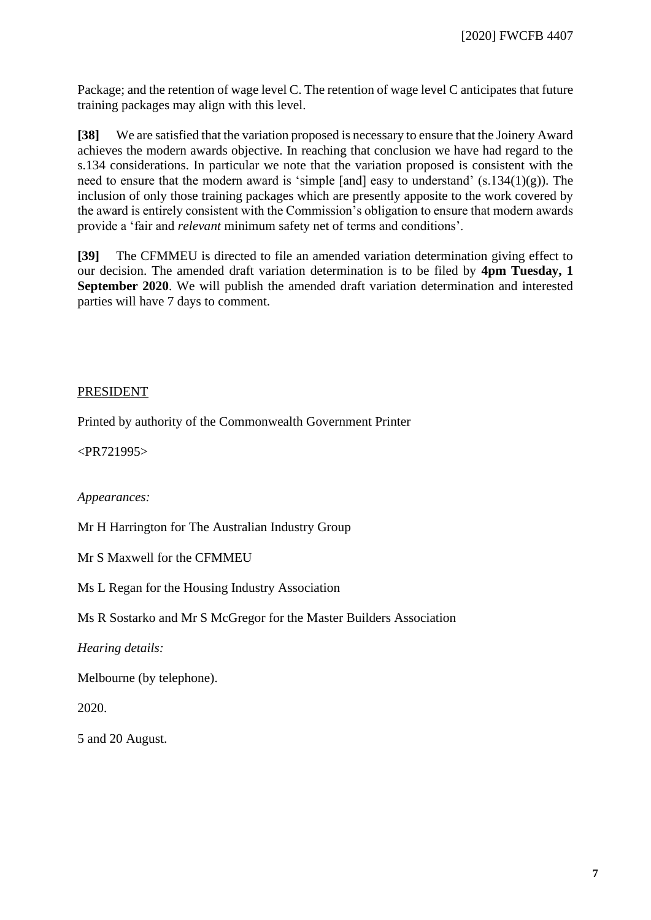Package; and the retention of wage level C. The retention of wage level C anticipates that future training packages may align with this level.

**[38]** We are satisfied that the variation proposed is necessary to ensure that the Joinery Award achieves the modern awards objective. In reaching that conclusion we have had regard to the s.134 considerations. In particular we note that the variation proposed is consistent with the need to ensure that the modern award is 'simple [and] easy to understand' (s.134(1)(g)). The inclusion of only those training packages which are presently apposite to the work covered by the award is entirely consistent with the Commission's obligation to ensure that modern awards provide a 'fair and *relevant* minimum safety net of terms and conditions'.

**[39]** The CFMMEU is directed to file an amended variation determination giving effect to our decision. The amended draft variation determination is to be filed by **4pm Tuesday, 1 September 2020**. We will publish the amended draft variation determination and interested parties will have 7 days to comment.

<u>PRESIDENT</u>

Printed by authority of the Commonwealth Government Printer

<PR721995>

*Appearances:*

Mr H Harrington for The Australian Industry Group

Mr S Maxwell for the CFMMEU

Ms L Regan for the Housing Industry Association

Ms R Sostarko and Mr S McGregor for the Master Builders Association

*Hearing details:*

Melbourne (by telephone).

2020.

5 and 20 August.